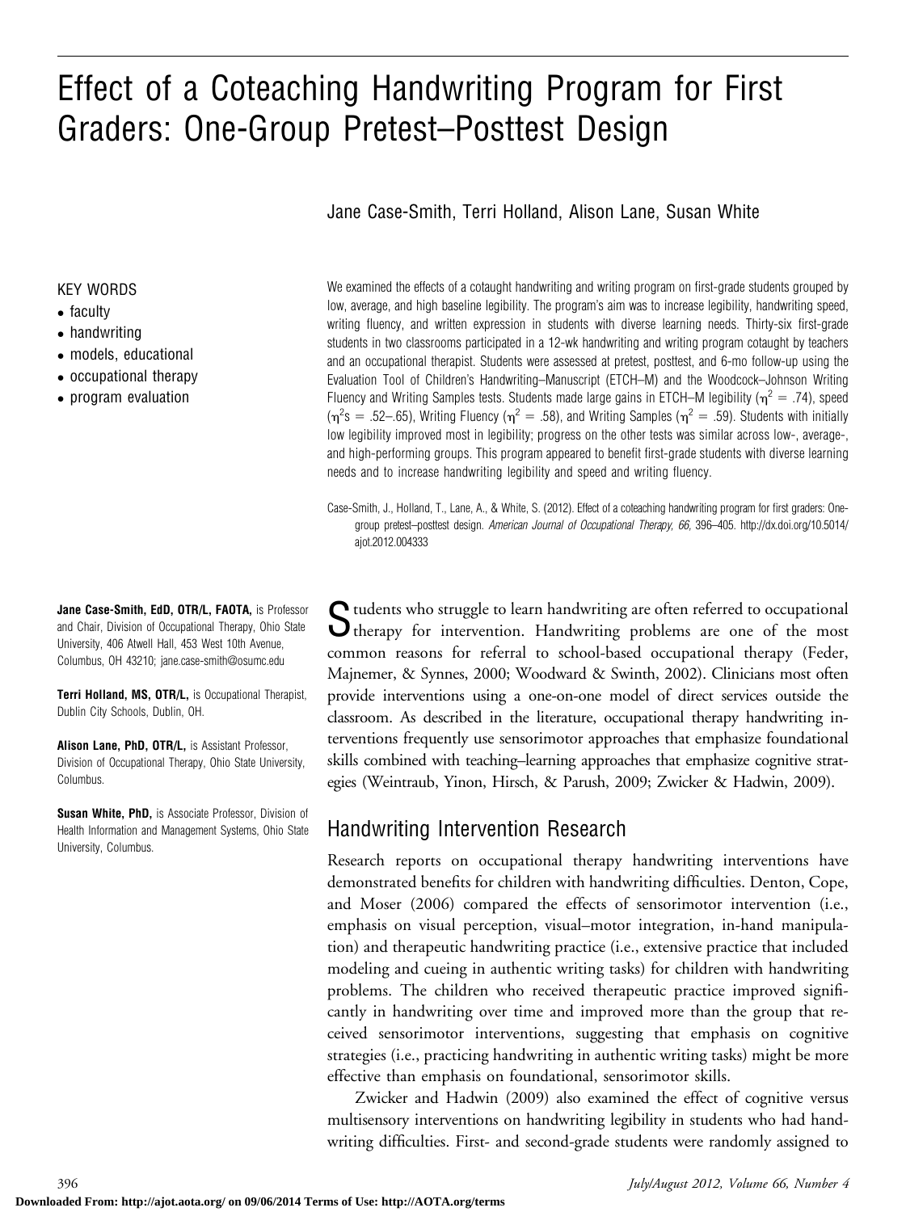# Effect of a Coteaching Handwriting Program for First Graders: One-Group Pretest–Posttest Design

Jane Case-Smith, Terri Holland, Alison Lane, Susan White

KEY WORDS

- faculty
- handwriting
- models, educational
- occupational therapy
- program evaluation

We examined the effects of a cotaught handwriting and writing program on first-grade students grouped by low, average, and high baseline legibility. The program's aim was to increase legibility, handwriting speed, writing fluency, and written expression in students with diverse learning needs. Thirty-six first-grade students in two classrooms participated in a 12-wk handwriting and writing program cotaught by teachers and an occupational therapist. Students were assessed at pretest, posttest, and 6-mo follow-up using the Evaluation Tool of Children's Handwriting–Manuscript (ETCH–M) and the Woodcock–Johnson Writing Fluency and Writing Samples tests. Students made large gains in ETCH–M legibility ($\eta^2 = .74$), speed ($\eta^2$s $= .52$–$.65$), Writing Fluency ($\eta^2 = .58$), and Writing Samples ($\eta^2 = .59$). Students with initially low legibility improved most in legibility; progress on the other tests was similar across low-, average-, and high-performing groups. This program appeared to benefit first-grade students with diverse learning needs and to increase handwriting legibility and speed and writing fluency.

Case-Smith, J., Holland, T., Lane, A., & White, S. (2012). Effect of a coteaching handwriting program for first graders: One-group pretest–posttest design. *American Journal of Occupational Therapy, 66,* 396–405. http://dx.doi.org/10.5014/ajot.2012.004333

**Jane Case-Smith, EdD, OTR/L, FAOTA,** is Professor and Chair, Division of Occupational Therapy, Ohio State University, 406 Atwell Hall, 453 West 10th Avenue, Columbus, OH 43210; jane.case-smith@osumc.edu

**Terri Holland, MS, OTR/L,** is Occupational Therapist, Dublin City Schools, Dublin, OH.

**Alison Lane, PhD, OTR/L,** is Assistant Professor, Division of Occupational Therapy, Ohio State University, Columbus.

**Susan White, PhD,** is Associate Professor, Division of Health Information and Management Systems, Ohio State University, Columbus.

Students who struggle to learn handwriting are often referred to occupational therapy for intervention. Handwriting problems are one of the most common reasons for referral to school-based occupational therapy (Feder, Majnemer, & Synnes, 2000; Woodward & Swinth, 2002). Clinicians most often provide interventions using a one-on-one model of direct services outside the classroom. As described in the literature, occupational therapy handwriting interventions frequently use sensorimotor approaches that emphasize foundational skills combined with teaching–learning approaches that emphasize cognitive strategies (Weintraub, Yinon, Hirsch, & Parush, 2009; Zwicker & Hadwin, 2009).

## Handwriting Intervention Research

Research reports on occupational therapy handwriting interventions have demonstrated benefits for children with handwriting difficulties. Denton, Cope, and Moser (2006) compared the effects of sensorimotor intervention (i.e., emphasis on visual perception, visual–motor integration, in-hand manipulation) and therapeutic handwriting practice (i.e., extensive practice that included modeling and cueing in authentic writing tasks) for children with handwriting problems. The children who received therapeutic practice improved significantly in handwriting over time and improved more than the group that received sensorimotor interventions, suggesting that emphasis on cognitive strategies (i.e., practicing handwriting in authentic writing tasks) might be more effective than emphasis on foundational, sensorimotor skills.

Zwicker and Hadwin (2009) also examined the effect of cognitive versus multisensory interventions on handwriting legibility in students who had handwriting difficulties. First- and second-grade students were randomly assigned to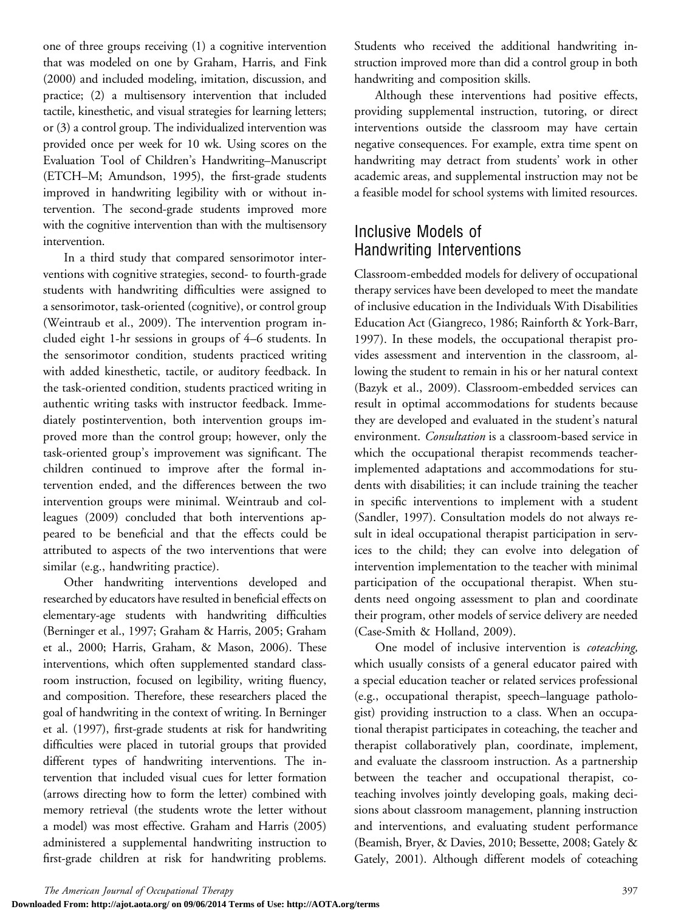one of three groups receiving (1) a cognitive intervention that was modeled on one by Graham, Harris, and Fink (2000) and included modeling, imitation, discussion, and practice; (2) a multisensory intervention that included tactile, kinesthetic, and visual strategies for learning letters; or (3) a control group. The individualized intervention was provided once per week for 10 wk. Using scores on the Evaluation Tool of Children's Handwriting–Manuscript (ETCH–M; Amundson, 1995), the first-grade students improved in handwriting legibility with or without intervention. The second-grade students improved more with the cognitive intervention than with the multisensory intervention.

In a third study that compared sensorimotor interventions with cognitive strategies, second- to fourth-grade students with handwriting difficulties were assigned to a sensorimotor, task-oriented (cognitive), or control group (Weintraub et al., 2009). The intervention program included eight 1-hr sessions in groups of 4–6 students. In the sensorimotor condition, students practiced writing with added kinesthetic, tactile, or auditory feedback. In the task-oriented condition, students practiced writing in authentic writing tasks with instructor feedback. Immediately postintervention, both intervention groups improved more than the control group; however, only the task-oriented group's improvement was significant. The children continued to improve after the formal intervention ended, and the differences between the two intervention groups were minimal. Weintraub and colleagues (2009) concluded that both interventions appeared to be beneficial and that the effects could be attributed to aspects of the two interventions that were similar (e.g., handwriting practice).

Other handwriting interventions developed and researched by educators have resulted in beneficial effects on elementary-age students with handwriting difficulties (Berninger et al., 1997; Graham & Harris, 2005; Graham et al., 2000; Harris, Graham, & Mason, 2006). These interventions, which often supplemented standard classroom instruction, focused on legibility, writing fluency, and composition. Therefore, these researchers placed the goal of handwriting in the context of writing. In Berninger et al. (1997), first-grade students at risk for handwriting difficulties were placed in tutorial groups that provided different types of handwriting interventions. The intervention that included visual cues for letter formation (arrows directing how to form the letter) combined with memory retrieval (the students wrote the letter without a model) was most effective. Graham and Harris (2005) administered a supplemental handwriting instruction to first-grade children at risk for handwriting problems. Students who received the additional handwriting instruction improved more than did a control group in both handwriting and composition skills.

Although these interventions had positive effects, providing supplemental instruction, tutoring, or direct interventions outside the classroom may have certain negative consequences. For example, extra time spent on handwriting may detract from students' work in other academic areas, and supplemental instruction may not be a feasible model for school systems with limited resources.

## Inclusive Models of Handwriting Interventions

Classroom-embedded models for delivery of occupational therapy services have been developed to meet the mandate of inclusive education in the Individuals With Disabilities Education Act (Giangreco, 1986; Rainforth & York-Barr, 1997). In these models, the occupational therapist provides assessment and intervention in the classroom, allowing the student to remain in his or her natural context (Bazyk et al., 2009). Classroom-embedded services can result in optimal accommodations for students because they are developed and evaluated in the student's natural environment. *Consultation* is a classroom-based service in which the occupational therapist recommends teacher-implemented adaptations and accommodations for students with disabilities; it can include training the teacher in specific interventions to implement with a student (Sandler, 1997). Consultation models do not always result in ideal occupational therapist participation in services to the child; they can evolve into delegation of intervention implementation to the teacher with minimal participation of the occupational therapist. When students need ongoing assessment to plan and coordinate their program, other models of service delivery are needed (Case-Smith & Holland, 2009).

One model of inclusive intervention is *coteaching,* which usually consists of a general educator paired with a special education teacher or related services professional (e.g., occupational therapist, speech–language pathologist) providing instruction to a class. When an occupational therapist participates in coteaching, the teacher and therapist collaboratively plan, coordinate, implement, and evaluate the classroom instruction. As a partnership between the teacher and occupational therapist, coteaching involves jointly developing goals, making decisions about classroom management, planning instruction and interventions, and evaluating student performance (Beamish, Bryer, & Davies, 2010; Bessette, 2008; Gately & Gately, 2001). Although different models of coteaching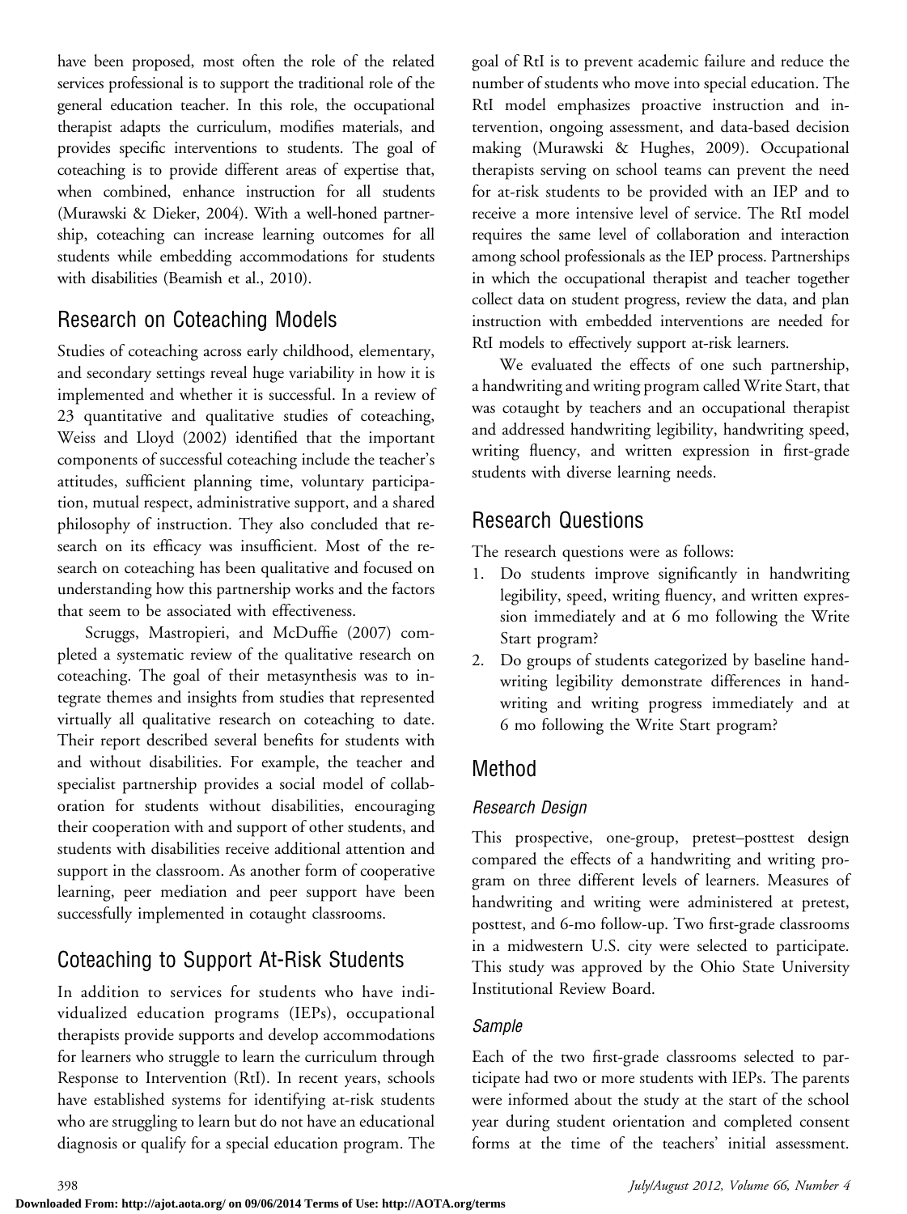have been proposed, most often the role of the related services professional is to support the traditional role of the general education teacher. In this role, the occupational therapist adapts the curriculum, modifies materials, and provides specific interventions to students. The goal of coteaching is to provide different areas of expertise that, when combined, enhance instruction for all students (Murawski & Dieker, 2004). With a well-honed partnership, coteaching can increase learning outcomes for all students while embedding accommodations for students with disabilities (Beamish et al., 2010).

## Research on Coteaching Models

Studies of coteaching across early childhood, elementary, and secondary settings reveal huge variability in how it is implemented and whether it is successful. In a review of 23 quantitative and qualitative studies of coteaching, Weiss and Lloyd (2002) identified that the important components of successful coteaching include the teacher's attitudes, sufficient planning time, voluntary participation, mutual respect, administrative support, and a shared philosophy of instruction. They also concluded that research on its efficacy was insufficient. Most of the research on coteaching has been qualitative and focused on understanding how this partnership works and the factors that seem to be associated with effectiveness.

Scruggs, Mastropieri, and McDuffie (2007) completed a systematic review of the qualitative research on coteaching. The goal of their metasynthesis was to integrate themes and insights from studies that represented virtually all qualitative research on coteaching to date. Their report described several benefits for students with and without disabilities. For example, the teacher and specialist partnership provides a social model of collaboration for students without disabilities, encouraging their cooperation with and support of other students, and students with disabilities receive additional attention and support in the classroom. As another form of cooperative learning, peer mediation and peer support have been successfully implemented in cotaught classrooms.

## Coteaching to Support At-Risk Students

In addition to services for students who have individualized education programs (IEPs), occupational therapists provide supports and develop accommodations for learners who struggle to learn the curriculum through Response to Intervention (RtI). In recent years, schools have established systems for identifying at-risk students who are struggling to learn but do not have an educational diagnosis or qualify for a special education program. The goal of RtI is to prevent academic failure and reduce the number of students who move into special education. The RtI model emphasizes proactive instruction and intervention, ongoing assessment, and data-based decision making (Murawski & Hughes, 2009). Occupational therapists serving on school teams can prevent the need for at-risk students to be provided with an IEP and to receive a more intensive level of service. The RtI model requires the same level of collaboration and interaction among school professionals as the IEP process. Partnerships in which the occupational therapist and teacher together collect data on student progress, review the data, and plan instruction with embedded interventions are needed for RtI models to effectively support at-risk learners.

We evaluated the effects of one such partnership, a handwriting and writing program called Write Start, that was cotaught by teachers and an occupational therapist and addressed handwriting legibility, handwriting speed, writing fluency, and written expression in first-grade students with diverse learning needs.

## Research Questions

The research questions were as follows:

1. Do students improve significantly in handwriting legibility, speed, writing fluency, and written expression immediately and at 6 mo following the Write Start program?
2. Do groups of students categorized by baseline handwriting legibility demonstrate differences in handwriting and writing progress immediately and at 6 mo following the Write Start program?

## Method

### *Research Design*

This prospective, one-group, pretest–posttest design compared the effects of a handwriting and writing program on three different levels of learners. Measures of handwriting and writing were administered at pretest, posttest, and 6-mo follow-up. Two first-grade classrooms in a midwestern U.S. city were selected to participate. This study was approved by the Ohio State University Institutional Review Board.

### *Sample*

Each of the two first-grade classrooms selected to participate had two or more students with IEPs. The parents were informed about the study at the start of the school year during student orientation and completed consent forms at the time of the teachers' initial assessment.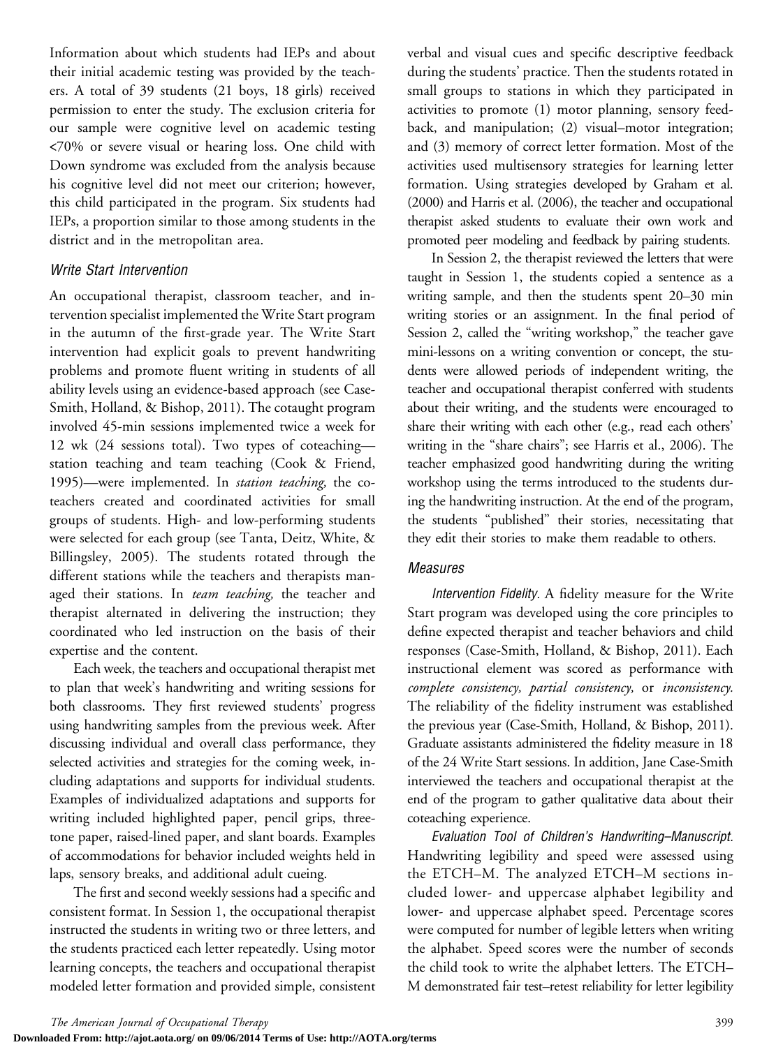Information about which students had IEPs and about their initial academic testing was provided by the teachers. A total of 39 students (21 boys, 18 girls) received permission to enter the study. The exclusion criteria for our sample were cognitive level on academic testing <70% or severe visual or hearing loss. One child with Down syndrome was excluded from the analysis because his cognitive level did not meet our criterion; however, this child participated in the program. Six students had IEPs, a proportion similar to those among students in the district and in the metropolitan area.

### *Write Start Intervention*

An occupational therapist, classroom teacher, and intervention specialist implemented the Write Start program in the autumn of the first-grade year. The Write Start intervention had explicit goals to prevent handwriting problems and promote fluent writing in students of all ability levels using an evidence-based approach (see Case-Smith, Holland, & Bishop, 2011). The cotaught program involved 45-min sessions implemented twice a week for 12 wk (24 sessions total). Two types of coteaching—station teaching and team teaching (Cook & Friend, 1995)—were implemented. In *station teaching,* the coteachers created and coordinated activities for small groups of students. High- and low-performing students were selected for each group (see Tanta, Deitz, White, & Billingsley, 2005). The students rotated through the different stations while the teachers and therapists managed their stations. In *team teaching,* the teacher and therapist alternated in delivering the instruction; they coordinated who led instruction on the basis of their expertise and the content.

Each week, the teachers and occupational therapist met to plan that week's handwriting and writing sessions for both classrooms. They first reviewed students' progress using handwriting samples from the previous week. After discussing individual and overall class performance, they selected activities and strategies for the coming week, including adaptations and supports for individual students. Examples of individualized adaptations and supports for writing included highlighted paper, pencil grips, three-tone paper, raised-lined paper, and slant boards. Examples of accommodations for behavior included weights held in laps, sensory breaks, and additional adult cueing.

The first and second weekly sessions had a specific and consistent format. In Session 1, the occupational therapist instructed the students in writing two or three letters, and the students practiced each letter repeatedly. Using motor learning concepts, the teachers and occupational therapist modeled letter formation and provided simple, consistent verbal and visual cues and specific descriptive feedback during the students' practice. Then the students rotated in small groups to stations in which they participated in activities to promote (1) motor planning, sensory feedback, and manipulation; (2) visual–motor integration; and (3) memory of correct letter formation. Most of the activities used multisensory strategies for learning letter formation. Using strategies developed by Graham et al. (2000) and Harris et al. (2006), the teacher and occupational therapist asked students to evaluate their own work and promoted peer modeling and feedback by pairing students.

In Session 2, the therapist reviewed the letters that were taught in Session 1, the students copied a sentence as a writing sample, and then the students spent 20–30 min writing stories or an assignment. In the final period of Session 2, called the "writing workshop," the teacher gave mini-lessons on a writing convention or concept, the students were allowed periods of independent writing, the teacher and occupational therapist conferred with students about their writing, and the students were encouraged to share their writing with each other (e.g., read each others' writing in the "share chairs"; see Harris et al., 2006). The teacher emphasized good handwriting during the writing workshop using the terms introduced to the students during the handwriting instruction. At the end of the program, the students "published" their stories, necessitating that they edit their stories to make them readable to others.

### *Measures*

*Intervention Fidelity.* A fidelity measure for the Write Start program was developed using the core principles to define expected therapist and teacher behaviors and child responses (Case-Smith, Holland, & Bishop, 2011). Each instructional element was scored as performance with *complete consistency, partial consistency,* or *inconsistency.* The reliability of the fidelity instrument was established the previous year (Case-Smith, Holland, & Bishop, 2011). Graduate assistants administered the fidelity measure in 18 of the 24 Write Start sessions. In addition, Jane Case-Smith interviewed the teachers and occupational therapist at the end of the program to gather qualitative data about their coteaching experience.

*Evaluation Tool of Children's Handwriting–Manuscript.* Handwriting legibility and speed were assessed using the ETCH–M. The analyzed ETCH–M sections included lower- and uppercase alphabet legibility and lower- and uppercase alphabet speed. Percentage scores were computed for number of legible letters when writing the alphabet. Speed scores were the number of seconds the child took to write the alphabet letters. The ETCH–M demonstrated fair test–retest reliability for letter legibility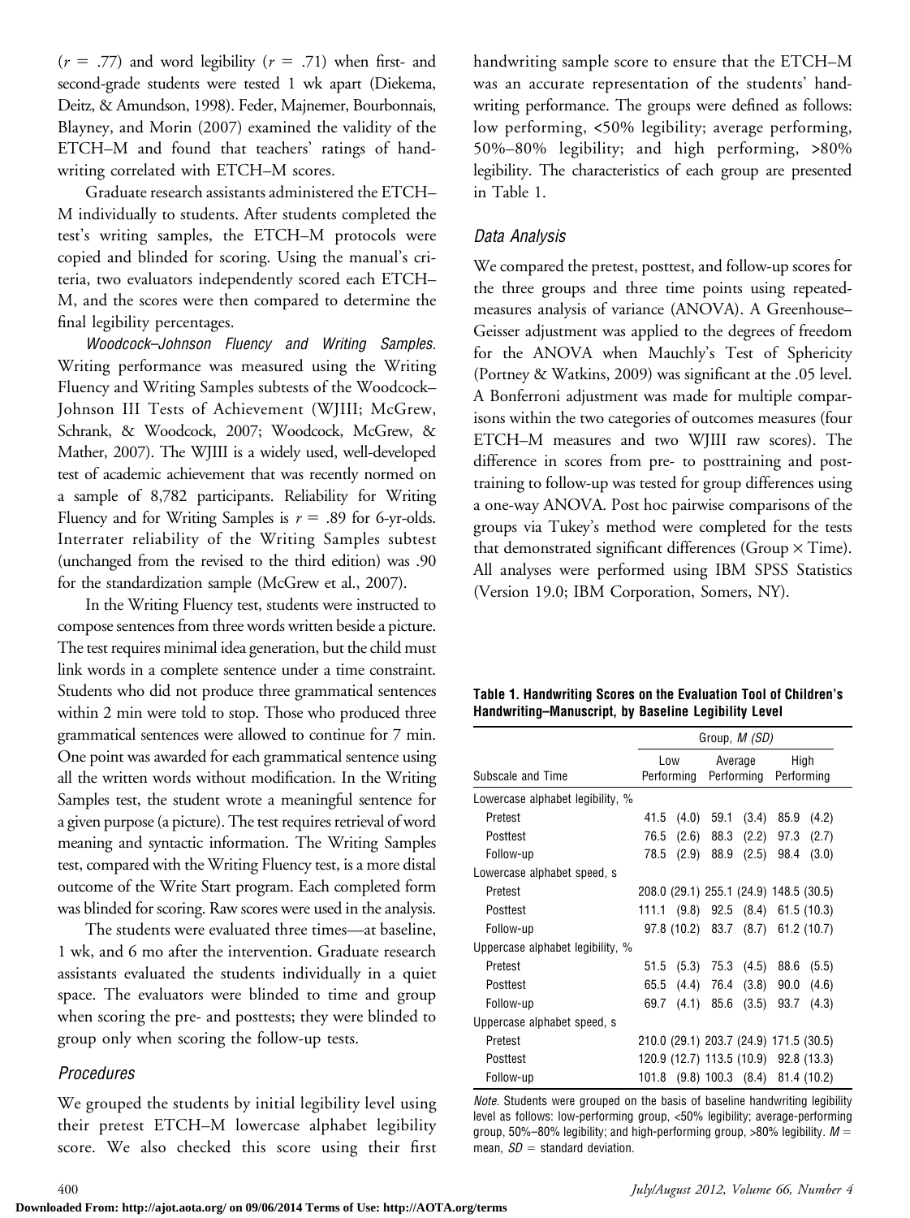($r$ = .77) and word legibility ($r$ = .71) when first- and second-grade students were tested 1 wk apart (Diekema, Deitz, & Amundson, 1998). Feder, Majnemer, Bourbonnais, Blayney, and Morin (2007) examined the validity of the ETCH–M and found that teachers' ratings of handwriting correlated with ETCH–M scores.

Graduate research assistants administered the ETCH–M individually to students. After students completed the test's writing samples, the ETCH–M protocols were copied and blinded for scoring. Using the manual's criteria, two evaluators independently scored each ETCH–M, and the scores were then compared to determine the final legibility percentages.

*Woodcock–Johnson Fluency and Writing Samples.* Writing performance was measured using the Writing Fluency and Writing Samples subtests of the Woodcock–Johnson III Tests of Achievement (WJIII; McGrew, Schrank, & Woodcock, 2007; Woodcock, McGrew, & Mather, 2007). The WJIII is a widely used, well-developed test of academic achievement that was recently normed on a sample of 8,782 participants. Reliability for Writing Fluency and for Writing Samples is $r$ = .89 for 6-yr-olds. Interrater reliability of the Writing Samples subtest (unchanged from the revised to the third edition) was .90 for the standardization sample (McGrew et al., 2007).

In the Writing Fluency test, students were instructed to compose sentences from three words written beside a picture. The test requires minimal idea generation, but the child must link words in a complete sentence under a time constraint. Students who did not produce three grammatical sentences within 2 min were told to stop. Those who produced three grammatical sentences were allowed to continue for 7 min. One point was awarded for each grammatical sentence using all the written words without modification. In the Writing Samples test, the student wrote a meaningful sentence for a given purpose (a picture). The test requires retrieval of word meaning and syntactic information. The Writing Samples test, compared with the Writing Fluency test, is a more distal outcome of the Write Start program. Each completed form was blinded for scoring. Raw scores were used in the analysis.

The students were evaluated three times—at baseline, 1 wk, and 6 mo after the intervention. Graduate research assistants evaluated the students individually in a quiet space. The evaluators were blinded to time and group when scoring the pre- and posttests; they were blinded to group only when scoring the follow-up tests.

## Procedures

We grouped the students by initial legibility level using their pretest ETCH–M lowercase alphabet legibility score. We also checked this score using their first handwriting sample score to ensure that the ETCH–M was an accurate representation of the students' handwriting performance. The groups were defined as follows: low performing, <50% legibility; average performing, 50%–80% legibility; and high performing, >80% legibility. The characteristics of each group are presented in Table 1.

## Data Analysis

We compared the pretest, posttest, and follow-up scores for the three groups and three time points using repeated-measures analysis of variance (ANOVA). A Greenhouse–Geisser adjustment was applied to the degrees of freedom for the ANOVA when Mauchly's Test of Sphericity (Portney & Watkins, 2009) was significant at the .05 level. A Bonferroni adjustment was made for multiple comparisons within the two categories of outcomes measures (four ETCH–M measures and two WJIII raw scores). The difference in scores from pre- to posttraining and posttraining to follow-up was tested for group differences using a one-way ANOVA. Post hoc pairwise comparisons of the groups via Tukey's method were completed for the tests that demonstrated significant differences (Group × Time). All analyses were performed using IBM SPSS Statistics (Version 19.0; IBM Corporation, Somers, NY).

**Table 1. Handwriting Scores on the Evaluation Tool of Children's Handwriting–Manuscript, by Baseline Legibility Level**

| | Group, *M (SD)* | | |
|---|---|---|---|
| Subscale and Time | Low Performing | Average Performing | High Performing |
| Lowercase alphabet legibility, % | | | |
| Pretest | 41.5 (4.0) | 59.1 (3.4) | 85.9 (4.2) |
| Posttest | 76.5 (2.6) | 88.3 (2.2) | 97.3 (2.7) |
| Follow-up | 78.5 (2.9) | 88.9 (2.5) | 98.4 (3.0) |
| Lowercase alphabet speed, s | | | |
| Pretest | 208.0 (29.1) | 255.1 (24.9) | 148.5 (30.5) |
| Posttest | 111.1 (9.8) | 92.5 (8.4) | 61.5 (10.3) |
| Follow-up | 97.8 (10.2) | 83.7 (8.7) | 61.2 (10.7) |
| Uppercase alphabet legibility, % | | | |
| Pretest | 51.5 (5.3) | 75.3 (4.5) | 88.6 (5.5) |
| Posttest | 65.5 (4.4) | 76.4 (3.8) | 90.0 (4.6) |
| Follow-up | 69.7 (4.1) | 85.6 (3.5) | 93.7 (4.3) |
| Uppercase alphabet speed, s | | | |
| Pretest | 210.0 (29.1) | 203.7 (24.9) | 171.5 (30.5) |
| Posttest | 120.9 (12.7) | 113.5 (10.9) | 92.8 (13.3) |
| Follow-up | 101.8 (9.8) | 100.3 (8.4) | 81.4 (10.2) |

*Note.* Students were grouped on the basis of baseline handwriting legibility level as follows: low-performing group, <50% legibility; average-performing group, 50%–80% legibility; and high-performing group, >80% legibility. $M$ = mean, $SD$ = standard deviation.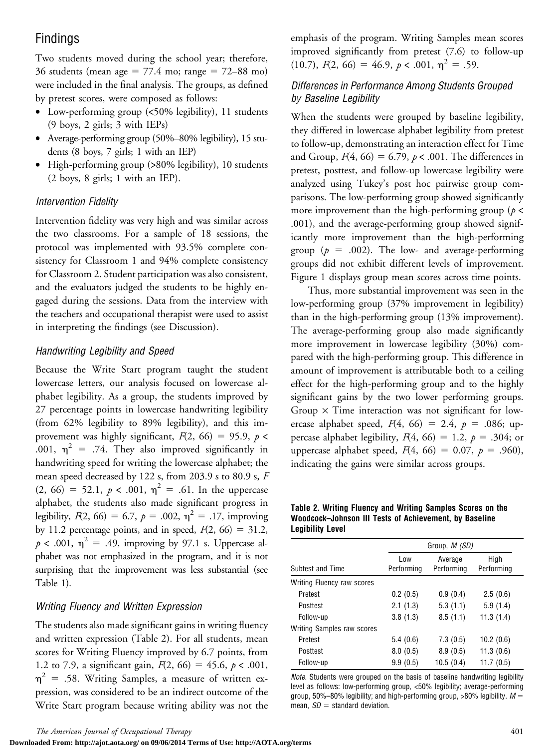## Findings

Two students moved during the school year; therefore, 36 students (mean age = 77.4 mo; range = 72–88 mo) were included in the final analysis. The groups, as defined by pretest scores, were composed as follows:

- Low-performing group (<50% legibility), 11 students (9 boys, 2 girls; 3 with IEPs)
- Average-performing group (50%–80% legibility), 15 students (8 boys, 7 girls; 1 with an IEP)
- High-performing group (>80% legibility), 10 students (2 boys, 8 girls; 1 with an IEP).

### Intervention Fidelity

Intervention fidelity was very high and was similar across the two classrooms. For a sample of 18 sessions, the protocol was implemented with 93.5% complete consistency for Classroom 1 and 94% complete consistency for Classroom 2. Student participation was also consistent, and the evaluators judged the students to be highly engaged during the sessions. Data from the interview with the teachers and occupational therapist were used to assist in interpreting the findings (see Discussion).

### Handwriting Legibility and Speed

Because the Write Start program taught the student lowercase letters, our analysis focused on lowercase alphabet legibility. As a group, the students improved by 27 percentage points in lowercase handwriting legibility (from 62% legibility to 89% legibility), and this improvement was highly significant, $F(2, 66) = 95.9$, $p < .001$, $\eta^2 = .74$. They also improved significantly in handwriting speed for writing the lowercase alphabet; the mean speed decreased by 122 s, from 203.9 s to 80.9 s, $F(2, 66) = 52.1$, $p < .001$, $\eta^2 = .61$. In the uppercase alphabet, the students also made significant progress in legibility, $F(2, 66) = 6.7$, $p = .002$, $\eta^2 = .17$, improving by 11.2 percentage points, and in speed, $F(2, 66) = 31.2$, $p < .001$, $\eta^2 = .49$, improving by 97.1 s. Uppercase alphabet was not emphasized in the program, and it is not surprising that the improvement was less substantial (see Table 1).

### Writing Fluency and Written Expression

The students also made significant gains in writing fluency and written expression (Table 2). For all students, mean scores for Writing Fluency improved by 6.7 points, from 1.2 to 7.9, a significant gain, $F(2, 66) = 45.6$, $p < .001$, $\eta^2 = .58$. Writing Samples, a measure of written expression, was considered to be an indirect outcome of the Write Start program because writing ability was not the emphasis of the program. Writing Samples mean scores improved significantly from pretest (7.6) to follow-up (10.7), $F(2, 66) = 46.9$, $p < .001$, $\eta^2 = .59$.

### Differences in Performance Among Students Grouped by Baseline Legibility

When the students were grouped by baseline legibility, they differed in lowercase alphabet legibility from pretest to follow-up, demonstrating an interaction effect for Time and Group, $F(4, 66) = 6.79$, $p < .001$. The differences in pretest, posttest, and follow-up lowercase legibility were analyzed using Tukey's post hoc pairwise group comparisons. The low-performing group showed significantly more improvement than the high-performing group ($p < .001$), and the average-performing group showed significantly more improvement than the high-performing group ($p = .002$). The low- and average-performing groups did not exhibit different levels of improvement. Figure 1 displays group mean scores across time points.

Thus, more substantial improvement was seen in the low-performing group (37% improvement in legibility) than in the high-performing group (13% improvement). The average-performing group also made significantly more improvement in lowercase legibility (30%) compared with the high-performing group. This difference in amount of improvement is attributable both to a ceiling effect for the high-performing group and to the highly significant gains by the two lower performing groups. Group × Time interaction was not significant for lowercase alphabet speed, $F(4, 66) = 2.4$, $p = .086$; uppercase alphabet legibility, $F(4, 66) = 1.2$, $p = .304$; or uppercase alphabet speed, $F(4, 66) = 0.07$, $p = .960$), indicating the gains were similar across groups.

**Table 2. Writing Fluency and Writing Samples Scores on the Woodcock–Johnson III Tests of Achievement, by Baseline Legibility Level**

| Subtest and Time | Group, *M (SD)* | | |
|---|---|---|---|
| | Low Performing | Average Performing | High Performing |
| Writing Fluency raw scores | | | |
| Pretest | 0.2 (0.5) | 0.9 (0.4) | 2.5 (0.6) |
| Posttest | 2.1 (1.3) | 5.3 (1.1) | 5.9 (1.4) |
| Follow-up | 3.8 (1.3) | 8.5 (1.1) | 11.3 (1.4) |
| Writing Samples raw scores | | | |
| Pretest | 5.4 (0.6) | 7.3 (0.5) | 10.2 (0.6) |
| Posttest | 8.0 (0.5) | 8.9 (0.5) | 11.3 (0.6) |
| Follow-up | 9.9 (0.5) | 10.5 (0.4) | 11.7 (0.5) |

*Note.* Students were grouped on the basis of baseline handwriting legibility level as follows: low-performing group, <50% legibility; average-performing group, 50%–80% legibility; and high-performing group, >80% legibility. $M$ = mean, $SD$ = standard deviation.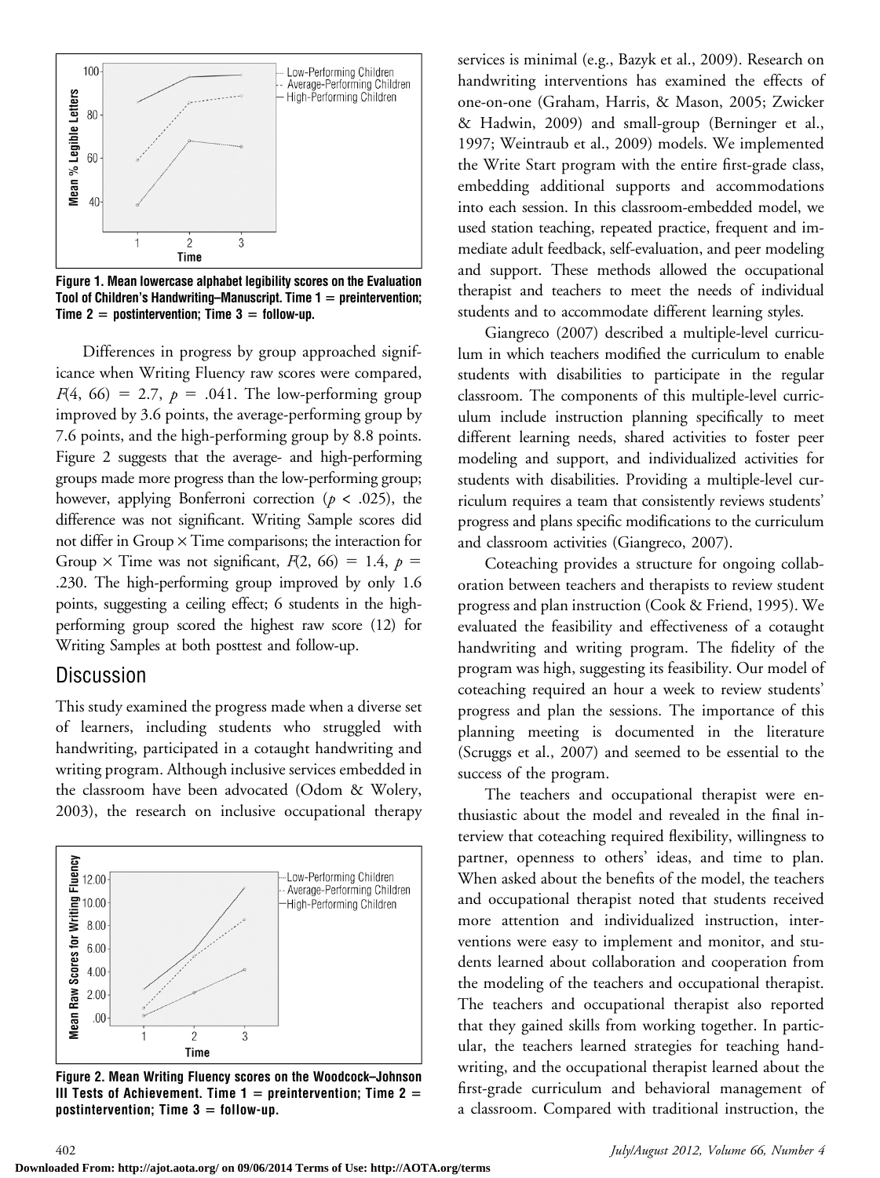Figure 1. Mean lowercase alphabet legibility scores on the Evaluation Tool of Children's Handwriting–Manuscript. Time 1 = preintervention; Time 2 = postintervention; Time 3 = follow-up.

Differences in progress by group approached significance when Writing Fluency raw scores were compared, $F(4, 66) = 2.7$, $p = .041$. The low-performing group improved by 3.6 points, the average-performing group by 7.6 points, and the high-performing group by 8.8 points. Figure 2 suggests that the average- and high-performing groups made more progress than the low-performing group; however, applying Bonferroni correction ($p < .025$), the difference was not significant. Writing Sample scores did not differ in Group × Time comparisons; the interaction for Group × Time was not significant, $F(2, 66) = 1.4$, $p = .230$. The high-performing group improved by only 1.6 points, suggesting a ceiling effect; 6 students in the high-performing group scored the highest raw score (12) for Writing Samples at both posttest and follow-up.

## Discussion

This study examined the progress made when a diverse set of learners, including students who struggled with handwriting, participated in a cotaught handwriting and writing program. Although inclusive services embedded in the classroom have been advocated (Odom & Wolery, 2003), the research on inclusive occupational therapy services is minimal (e.g., Bazyk et al., 2009). Research on handwriting interventions has examined the effects of one-on-one (Graham, Harris, & Mason, 2005; Zwicker & Hadwin, 2009) and small-group (Berninger et al., 1997; Weintraub et al., 2009) models. We implemented the Write Start program with the entire first-grade class, embedding additional supports and accommodations into each session. In this classroom-embedded model, we used station teaching, repeated practice, frequent and immediate adult feedback, self-evaluation, and peer modeling and support. These methods allowed the occupational therapist and teachers to meet the needs of individual students and to accommodate different learning styles.

Figure 2. Mean Writing Fluency scores on the Woodcock–Johnson III Tests of Achievement. Time 1 = preintervention; Time 2 = postintervention; Time 3 = follow-up.

Giangreco (2007) described a multiple-level curriculum in which teachers modified the curriculum to enable students with disabilities to participate in the regular classroom. The components of this multiple-level curriculum include instruction planning specifically to meet different learning needs, shared activities to foster peer modeling and support, and individualized activities for students with disabilities. Providing a multiple-level curriculum requires a team that consistently reviews students' progress and plans specific modifications to the curriculum and classroom activities (Giangreco, 2007).

Coteaching provides a structure for ongoing collaboration between teachers and therapists to review student progress and plan instruction (Cook & Friend, 1995). We evaluated the feasibility and effectiveness of a cotaught handwriting and writing program. The fidelity of the program was high, suggesting its feasibility. Our model of coteaching required an hour a week to review students' progress and plan the sessions. The importance of this planning meeting is documented in the literature (Scruggs et al., 2007) and seemed to be essential to the success of the program.

The teachers and occupational therapist were enthusiastic about the model and revealed in the final interview that coteaching required flexibility, willingness to partner, openness to others' ideas, and time to plan. When asked about the benefits of the model, the teachers and occupational therapist noted that students received more attention and individualized instruction, interventions were easy to implement and monitor, and students learned about collaboration and cooperation from the modeling of the teachers and occupational therapist. The teachers and occupational therapist also reported that they gained skills from working together. In particular, the teachers learned strategies for teaching handwriting, and the occupational therapist learned about the first-grade curriculum and behavioral management of a classroom. Compared with traditional instruction, the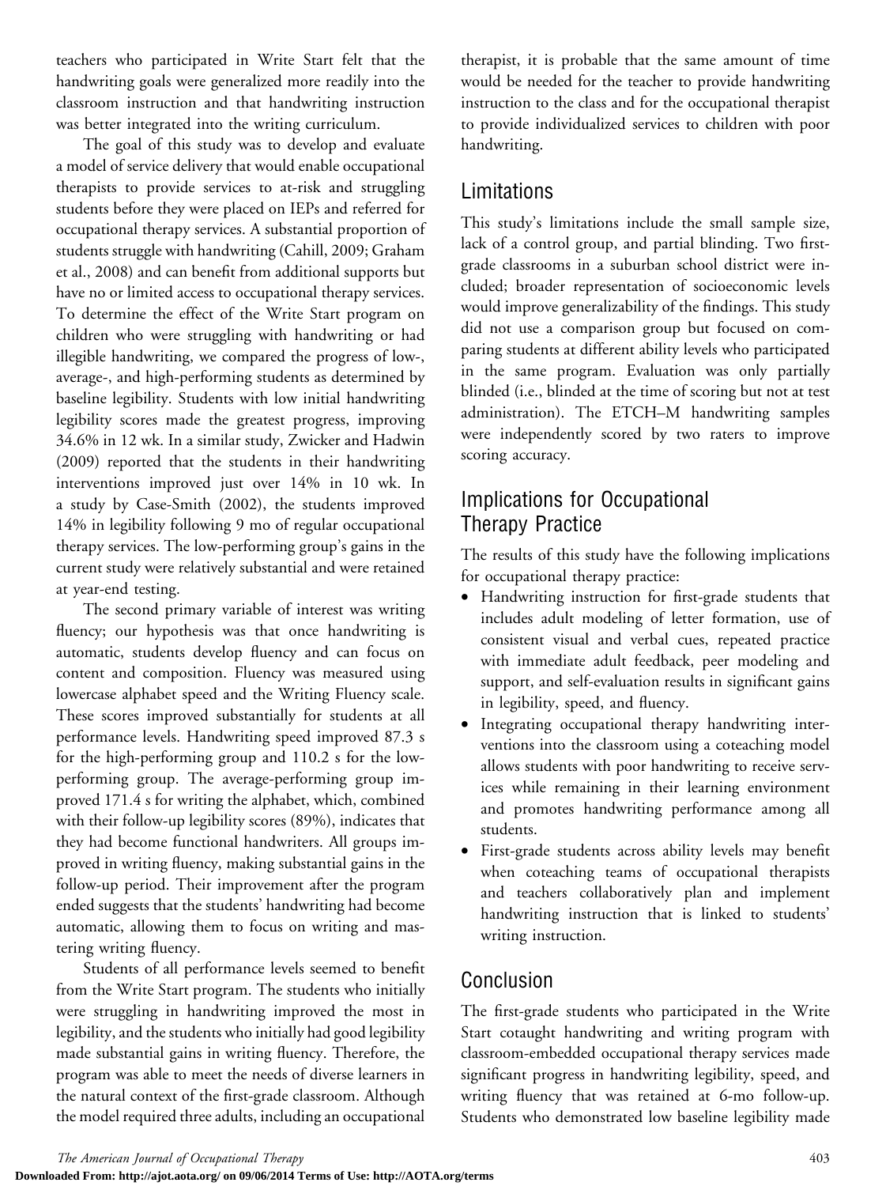teachers who participated in Write Start felt that the handwriting goals were generalized more readily into the classroom instruction and that handwriting instruction was better integrated into the writing curriculum.

The goal of this study was to develop and evaluate a model of service delivery that would enable occupational therapists to provide services to at-risk and struggling students before they were placed on IEPs and referred for occupational therapy services. A substantial proportion of students struggle with handwriting (Cahill, 2009; Graham et al., 2008) and can benefit from additional supports but have no or limited access to occupational therapy services. To determine the effect of the Write Start program on children who were struggling with handwriting or had illegible handwriting, we compared the progress of low-, average-, and high-performing students as determined by baseline legibility. Students with low initial handwriting legibility scores made the greatest progress, improving 34.6% in 12 wk. In a similar study, Zwicker and Hadwin (2009) reported that the students in their handwriting interventions improved just over 14% in 10 wk. In a study by Case-Smith (2002), the students improved 14% in legibility following 9 mo of regular occupational therapy services. The low-performing group's gains in the current study were relatively substantial and were retained at year-end testing.

The second primary variable of interest was writing fluency; our hypothesis was that once handwriting is automatic, students develop fluency and can focus on content and composition. Fluency was measured using lowercase alphabet speed and the Writing Fluency scale. These scores improved substantially for students at all performance levels. Handwriting speed improved 87.3 s for the high-performing group and 110.2 s for the low-performing group. The average-performing group improved 171.4 s for writing the alphabet, which, combined with their follow-up legibility scores (89%), indicates that they had become functional handwriters. All groups improved in writing fluency, making substantial gains in the follow-up period. Their improvement after the program ended suggests that the students' handwriting had become automatic, allowing them to focus on writing and mastering writing fluency.

Students of all performance levels seemed to benefit from the Write Start program. The students who initially were struggling in handwriting improved the most in legibility, and the students who initially had good legibility made substantial gains in writing fluency. Therefore, the program was able to meet the needs of diverse learners in the natural context of the first-grade classroom. Although the model required three adults, including an occupational therapist, it is probable that the same amount of time would be needed for the teacher to provide handwriting instruction to the class and for the occupational therapist to provide individualized services to children with poor handwriting.

## Limitations

This study's limitations include the small sample size, lack of a control group, and partial blinding. Two first-grade classrooms in a suburban school district were included; broader representation of socioeconomic levels would improve generalizability of the findings. This study did not use a comparison group but focused on comparing students at different ability levels who participated in the same program. Evaluation was only partially blinded (i.e., blinded at the time of scoring but not at test administration). The ETCH–M handwriting samples were independently scored by two raters to improve scoring accuracy.

## Implications for Occupational Therapy Practice

The results of this study have the following implications for occupational therapy practice:

- Handwriting instruction for first-grade students that includes adult modeling of letter formation, use of consistent visual and verbal cues, repeated practice with immediate adult feedback, peer modeling and support, and self-evaluation results in significant gains in legibility, speed, and fluency.
- Integrating occupational therapy handwriting interventions into the classroom using a coteaching model allows students with poor handwriting to receive services while remaining in their learning environment and promotes handwriting performance among all students.
- First-grade students across ability levels may benefit when coteaching teams of occupational therapists and teachers collaboratively plan and implement handwriting instruction that is linked to students' writing instruction.

## Conclusion

The first-grade students who participated in the Write Start cotaught handwriting and writing program with classroom-embedded occupational therapy services made significant progress in handwriting legibility, speed, and writing fluency that was retained at 6-mo follow-up. Students who demonstrated low baseline legibility made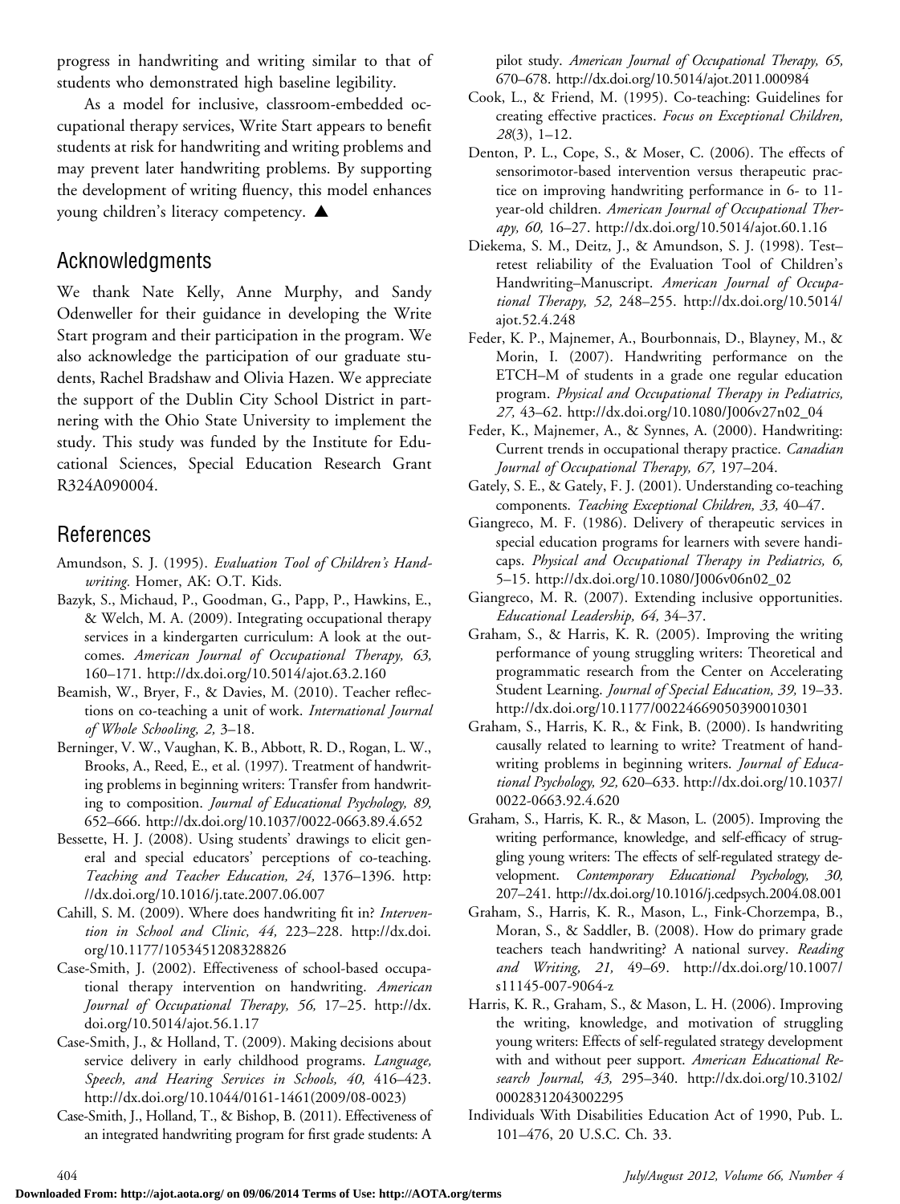progress in handwriting and writing similar to that of students who demonstrated high baseline legibility.

As a model for inclusive, classroom-embedded occupational therapy services, Write Start appears to benefit students at risk for handwriting and writing problems and may prevent later handwriting problems. By supporting the development of writing fluency, this model enhances young children's literacy competency. ▲

## Acknowledgments

We thank Nate Kelly, Anne Murphy, and Sandy Odenweller for their guidance in developing the Write Start program and their participation in the program. We also acknowledge the participation of our graduate students, Rachel Bradshaw and Olivia Hazen. We appreciate the support of the Dublin City School District in partnering with the Ohio State University to implement the study. This study was funded by the Institute for Educational Sciences, Special Education Research Grant R324A090004.

## References

Amundson, S. J. (1995). *Evaluation Tool of Children's Handwriting.* Homer, AK: O.T. Kids.

Bazyk, S., Michaud, P., Goodman, G., Papp, P., Hawkins, E., & Welch, M. A. (2009). Integrating occupational therapy services in a kindergarten curriculum: A look at the outcomes. *American Journal of Occupational Therapy, 63,* 160–171. http://dx.doi.org/10.5014/ajot.63.2.160

Beamish, W., Bryer, F., & Davies, M. (2010). Teacher reflections on co-teaching a unit of work. *International Journal of Whole Schooling, 2,* 3–18.

Berninger, V. W., Vaughan, K. B., Abbott, R. D., Rogan, L. W., Brooks, A., Reed, E., et al. (1997). Treatment of handwriting problems in beginning writers: Transfer from handwriting to composition. *Journal of Educational Psychology, 89,* 652–666. http://dx.doi.org/10.1037/0022-0663.89.4.652

Bessette, H. J. (2008). Using students' drawings to elicit general and special educators' perceptions of co-teaching. *Teaching and Teacher Education, 24,* 1376–1396. http://dx.doi.org/10.1016/j.tate.2007.06.007

Cahill, S. M. (2009). Where does handwriting fit in? *Intervention in School and Clinic, 44,* 223–228. http://dx.doi.org/10.1177/1053451208328826

Case-Smith, J. (2002). Effectiveness of school-based occupational therapy intervention on handwriting. *American Journal of Occupational Therapy, 56,* 17–25. http://dx.doi.org/10.5014/ajot.56.1.17

Case-Smith, J., & Holland, T. (2009). Making decisions about service delivery in early childhood programs. *Language, Speech, and Hearing Services in Schools, 40,* 416–423. http://dx.doi.org/10.1044/0161-1461(2009/08-0023)

Case-Smith, J., Holland, T., & Bishop, B. (2011). Effectiveness of an integrated handwriting program for first grade students: A pilot study. *American Journal of Occupational Therapy, 65,* 670–678. http://dx.doi.org/10.5014/ajot.2011.000984

Cook, L., & Friend, M. (1995). Co-teaching: Guidelines for creating effective practices. *Focus on Exceptional Children, 28*(3), 1–12.

Denton, P. L., Cope, S., & Moser, C. (2006). The effects of sensorimotor-based intervention versus therapeutic practice on improving handwriting performance in 6- to 11-year-old children. *American Journal of Occupational Therapy, 60,* 16–27. http://dx.doi.org/10.5014/ajot.60.1.16

Diekema, S. M., Deitz, J., & Amundson, S. J. (1998). Test–retest reliability of the Evaluation Tool of Children's Handwriting–Manuscript. *American Journal of Occupational Therapy, 52,* 248–255. http://dx.doi.org/10.5014/ajot.52.4.248

Feder, K. P., Majnemer, A., Bourbonnais, D., Blayney, M., & Morin, I. (2007). Handwriting performance on the ETCH–M of students in a grade one regular education program. *Physical and Occupational Therapy in Pediatrics, 27,* 43–62. http://dx.doi.org/10.1080/J006v27n02_04

Feder, K., Majnemer, A., & Synnes, A. (2000). Handwriting: Current trends in occupational therapy practice. *Canadian Journal of Occupational Therapy, 67,* 197–204.

Gately, S. E., & Gately, F. J. (2001). Understanding co-teaching components. *Teaching Exceptional Children, 33,* 40–47.

Giangreco, M. F. (1986). Delivery of therapeutic services in special education programs for learners with severe handicaps. *Physical and Occupational Therapy in Pediatrics, 6,* 5–15. http://dx.doi.org/10.1080/J006v06n02_02

Giangreco, M. R. (2007). Extending inclusive opportunities. *Educational Leadership, 64,* 34–37.

Graham, S., & Harris, K. R. (2005). Improving the writing performance of young struggling writers: Theoretical and programmatic research from the Center on Accelerating Student Learning. *Journal of Special Education, 39,* 19–33. http://dx.doi.org/10.1177/00224669050390010301

Graham, S., Harris, K. R., & Fink, B. (2000). Is handwriting causally related to learning to write? Treatment of handwriting problems in beginning writers. *Journal of Educational Psychology, 92,* 620–633. http://dx.doi.org/10.1037/0022-0663.92.4.620

Graham, S., Harris, K. R., & Mason, L. (2005). Improving the writing performance, knowledge, and self-efficacy of struggling young writers: The effects of self-regulated strategy development. *Contemporary Educational Psychology, 30,* 207–241. http://dx.doi.org/10.1016/j.cedpsych.2004.08.001

Graham, S., Harris, K. R., Mason, L., Fink-Chorzempa, B., Moran, S., & Saddler, B. (2008). How do primary grade teachers teach handwriting? A national survey. *Reading and Writing, 21,* 49–69. http://dx.doi.org/10.1007/s11145-007-9064-z

Harris, K. R., Graham, S., & Mason, L. H. (2006). Improving the writing, knowledge, and motivation of struggling young writers: Effects of self-regulated strategy development with and without peer support. *American Educational Research Journal, 43,* 295–340. http://dx.doi.org/10.3102/00028312043002295

Individuals With Disabilities Education Act of 1990, Pub. L. 101–476, 20 U.S.C. Ch. 33.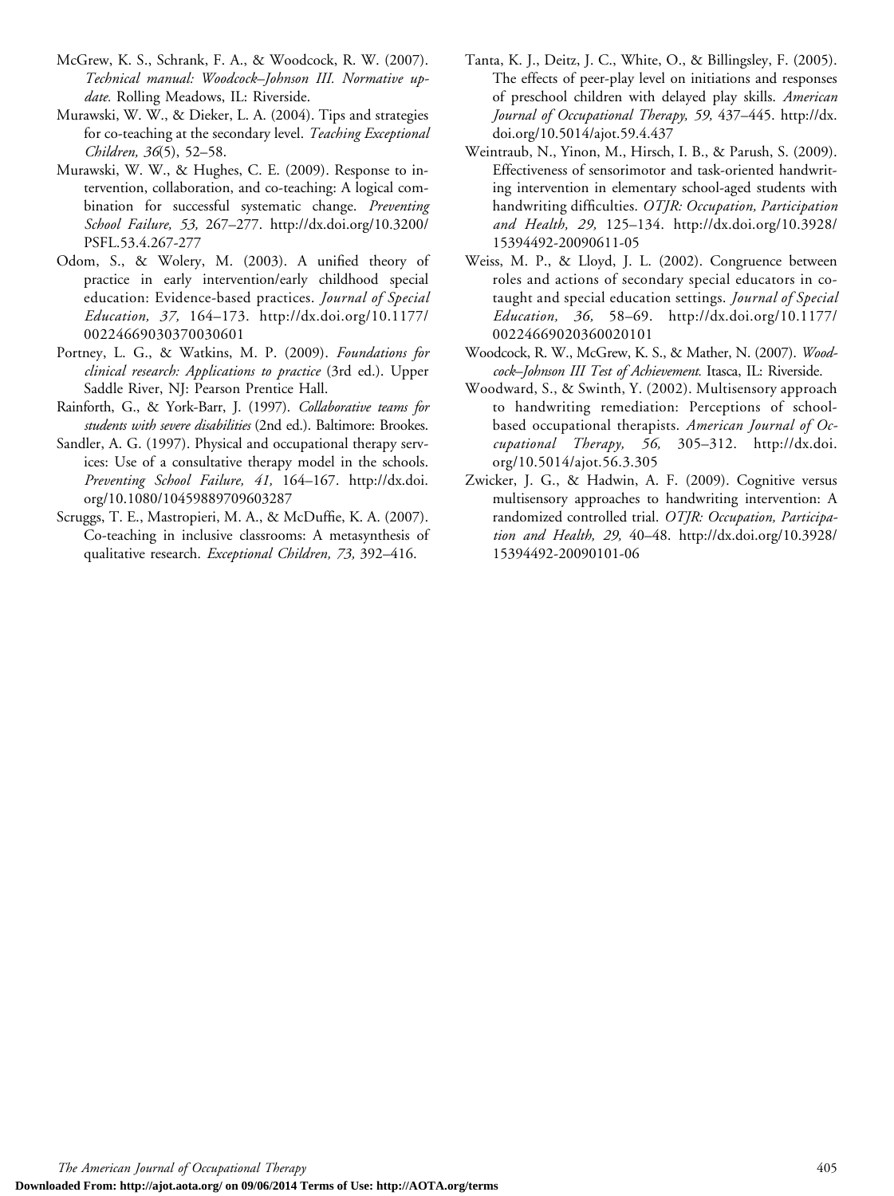McGrew, K. S., Schrank, F. A., & Woodcock, R. W. (2007). *Technical manual: Woodcock–Johnson III. Normative update.* Rolling Meadows, IL: Riverside.

Murawski, W. W., & Dieker, L. A. (2004). Tips and strategies for co-teaching at the secondary level. *Teaching Exceptional Children, 36*(5), 52–58.

Murawski, W. W., & Hughes, C. E. (2009). Response to intervention, collaboration, and co-teaching: A logical combination for successful systematic change. *Preventing School Failure, 53,* 267–277. http://dx.doi.org/10.3200/PSFL.53.4.267-277

Odom, S., & Wolery, M. (2003). A unified theory of practice in early intervention/early childhood special education: Evidence-based practices. *Journal of Special Education, 37,* 164–173. http://dx.doi.org/10.1177/00224669030370030601

Portney, L. G., & Watkins, M. P. (2009). *Foundations for clinical research: Applications to practice* (3rd ed.). Upper Saddle River, NJ: Pearson Prentice Hall.

Rainforth, G., & York-Barr, J. (1997). *Collaborative teams for students with severe disabilities* (2nd ed.). Baltimore: Brookes.

Sandler, A. G. (1997). Physical and occupational therapy services: Use of a consultative therapy model in the schools. *Preventing School Failure, 41,* 164–167. http://dx.doi.org/10.1080/10459889709603287

Scruggs, T. E., Mastropieri, M. A., & McDuffie, K. A. (2007). Co-teaching in inclusive classrooms: A metasynthesis of qualitative research. *Exceptional Children, 73,* 392–416.

Tanta, K. J., Deitz, J. C., White, O., & Billingsley, F. (2005). The effects of peer-play level on initiations and responses of preschool children with delayed play skills. *American Journal of Occupational Therapy, 59,* 437–445. http://dx.doi.org/10.5014/ajot.59.4.437

Weintraub, N., Yinon, M., Hirsch, I. B., & Parush, S. (2009). Effectiveness of sensorimotor and task-oriented handwriting intervention in elementary school-aged students with handwriting difficulties. *OTJR: Occupation, Participation and Health, 29,* 125–134. http://dx.doi.org/10.3928/15394492-20090611-05

Weiss, M. P., & Lloyd, J. L. (2002). Congruence between roles and actions of secondary special educators in co-taught and special education settings. *Journal of Special Education, 36,* 58–69. http://dx.doi.org/10.1177/00224669020360020101

Woodcock, R. W., McGrew, K. S., & Mather, N. (2007). *Woodcock–Johnson III Test of Achievement.* Itasca, IL: Riverside.

Woodward, S., & Swinth, Y. (2002). Multisensory approach to handwriting remediation: Perceptions of school-based occupational therapists. *American Journal of Occupational Therapy, 56,* 305–312. http://dx.doi.org/10.5014/ajot.56.3.305

Zwicker, J. G., & Hadwin, A. F. (2009). Cognitive versus multisensory approaches to handwriting intervention: A randomized controlled trial. *OTJR: Occupation, Participation and Health, 29,* 40–48. http://dx.doi.org/10.3928/15394492-20090101-06